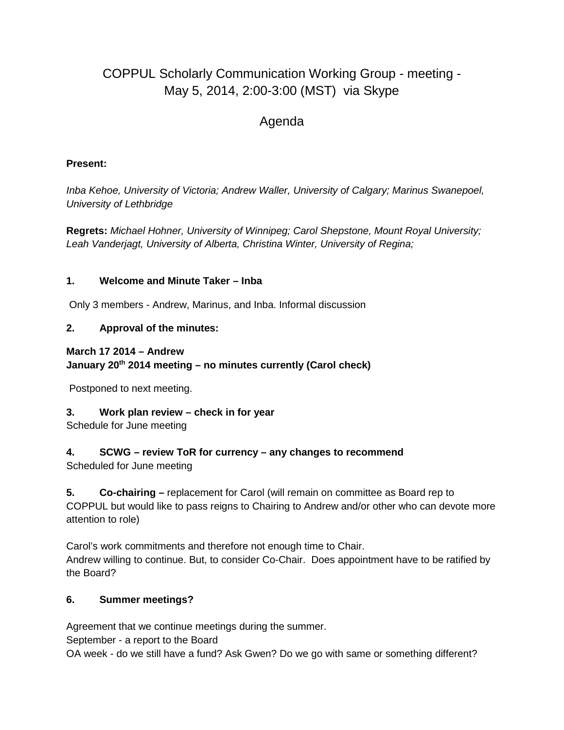# COPPUL Scholarly Communication Working Group - meeting - May 5, 2014, 2:00-3:00 (MST) via Skype

## Agenda

**Present:**

*Inba Kehoe, University of Victoria; Andrew Waller, University of Calgary; Marinus Swanepoel, University of Lethbridge*

**Regrets:** *Michael Hohner, University of Winnipeg; Carol Shepstone, Mount Royal University; Leah Vanderjagt, University of Alberta, Christina Winter, University of Regina;*

**1. Welcome and Minute Taker – Inba**

Only 3 members - Andrew, Marinus, and Inba. Informal discussion

**2. Approval of the minutes:**

**March 17 2014 – Andrew**
**January 20th 2014 meeting – no minutes currently (Carol check)**

Postponed to next meeting.

**3. Work plan review – check in for year**
Schedule for June meeting

**4. SCWG – review ToR for currency – any changes to recommend**
Scheduled for June meeting

**5. Co-chairing –** replacement for Carol (will remain on committee as Board rep to COPPUL but would like to pass reigns to Chairing to Andrew and/or other who can devote more attention to role)

Carol's work commitments and therefore not enough time to Chair.
Andrew willing to continue. But, to consider Co-Chair. Does appointment have to be ratified by the Board?

**6. Summer meetings?**

Agreement that we continue meetings during the summer.
September - a report to the Board
OA week - do we still have a fund? Ask Gwen? Do we go with same or something different?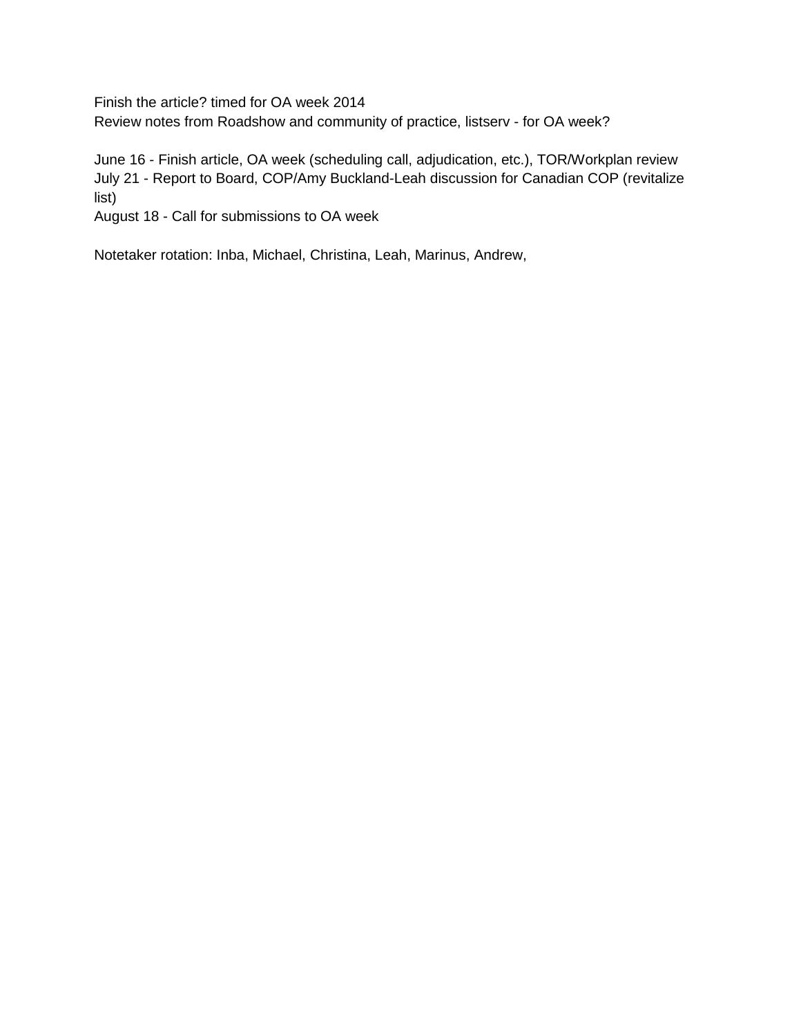Finish the article? timed for OA week 2014
Review notes from Roadshow and community of practice, listserv - for OA week?

June 16 - Finish article, OA week (scheduling call, adjudication, etc.), TOR/Workplan review
July 21 - Report to Board, COP/Amy Buckland-Leah discussion for Canadian COP (revitalize list)
August 18 - Call for submissions to OA week

Notetaker rotation: Inba, Michael, Christina, Leah, Marinus, Andrew,